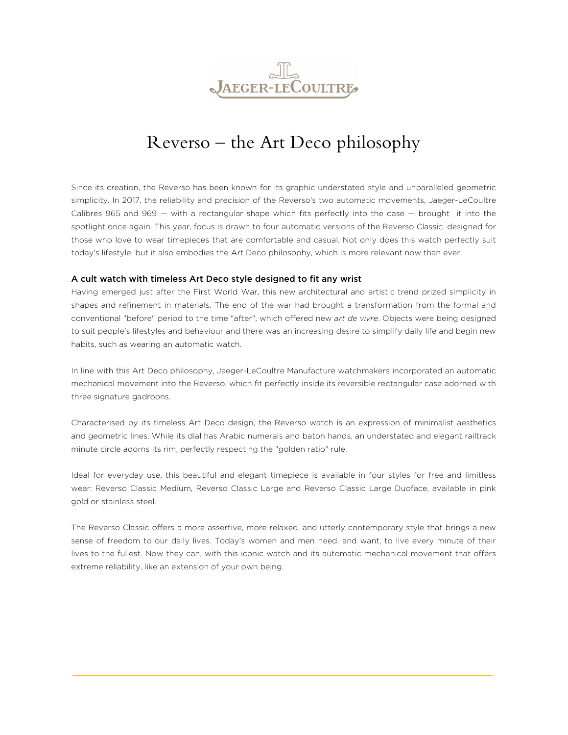# Reverso – the Art Deco philosophy

Since its creation, the Reverso has been known for its graphic understated style and unparalleled geometric simplicity. In 2017, the reliability and precision of the Reverso's two automatic movements, Jaeger-LeCoultre Calibres 965 and 969 — with a rectangular shape which fits perfectly into the case — brought it into the spotlight once again. This year, focus is drawn to four automatic versions of the Reverso Classic, designed for those who love to wear timepieces that are comfortable and casual. Not only does this watch perfectly suit today's lifestyle, but it also embodies the Art Deco philosophy, which is more relevant now than ever.

### A cult watch with timeless Art Deco style designed to fit any wrist

Having emerged just after the First World War, this new architectural and artistic trend prized simplicity in shapes and refinement in materials. The end of the war had brought a transformation from the formal and conventional "before" period to the time "after", which offered new *art de vivre*. Objects were being designed to suit people's lifestyles and behaviour and there was an increasing desire to simplify daily life and begin new habits, such as wearing an automatic watch.

In line with this Art Deco philosophy, Jaeger-LeCoultre Manufacture watchmakers incorporated an automatic mechanical movement into the Reverso, which fit perfectly inside its reversible rectangular case adorned with three signature gadroons.

Characterised by its timeless Art Deco design, the Reverso watch is an expression of minimalist aesthetics and geometric lines. While its dial has Arabic numerals and baton hands, an understated and elegant railtrack minute circle adorns its rim, perfectly respecting the "golden ratio" rule.

Ideal for everyday use, this beautiful and elegant timepiece is available in four styles for free and limitless wear: Reverso Classic Medium, Reverso Classic Large and Reverso Classic Large Duoface, available in pink gold or stainless steel.

The Reverso Classic offers a more assertive, more relaxed, and utterly contemporary style that brings a new sense of freedom to our daily lives. Today's women and men need, and want, to live every minute of their lives to the fullest. Now they can, with this iconic watch and its automatic mechanical movement that offers extreme reliability, like an extension of your own being.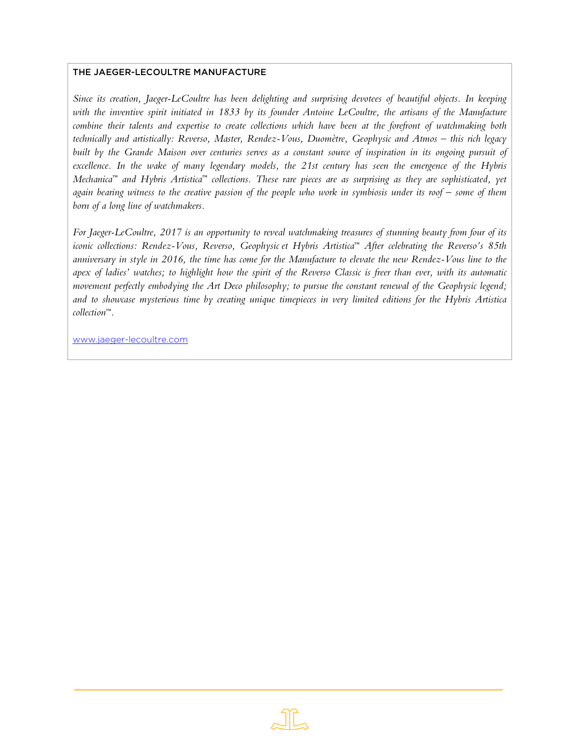## THE JAEGER-LECOULTRE MANUFACTURE

*Since its creation, Jaeger-LeCoultre has been delighting and surprising devotees of beautiful objects. In keeping with the inventive spirit initiated in 1833 by its founder Antoine LeCoultre, the artisans of the Manufacture combine their talents and expertise to create collections which have been at the forefront of watchmaking both technically and artistically: Reverso, Master, Rendez-Vous, Duomètre, Geophysic and Atmos – this rich legacy built by the Grande Maison over centuries serves as a constant source of inspiration in its ongoing pursuit of excellence. In the wake of many legendary models, the 21st century has seen the emergence of the Hybris Mechanica™ and Hybris Artistica™ collections. These rare pieces are as surprising as they are sophisticated, yet again bearing witness to the creative passion of the people who work in symbiosis under its roof – some of them born of a long line of watchmakers.*

*For Jaeger-LeCoultre, 2017 is an opportunity to reveal watchmaking treasures of stunning beauty from four of its iconic collections: Rendez-Vous, Reverso, Geophysic et Hybris Artistica™ After celebrating the Reverso's 85th anniversary in style in 2016, the time has come for the Manufacture to elevate the new Rendez-Vous line to the apex of ladies' watches; to highlight how the spirit of the Reverso Classic is freer than ever, with its automatic movement perfectly embodying the Art Deco philosophy; to pursue the constant renewal of the Geophysic legend; and to showcase mysterious time by creating unique timepieces in very limited editions for the Hybris Artistica collection™.*

[www.jaeger-lecoultre.com](http://www.jaeger-lecoultre.com)